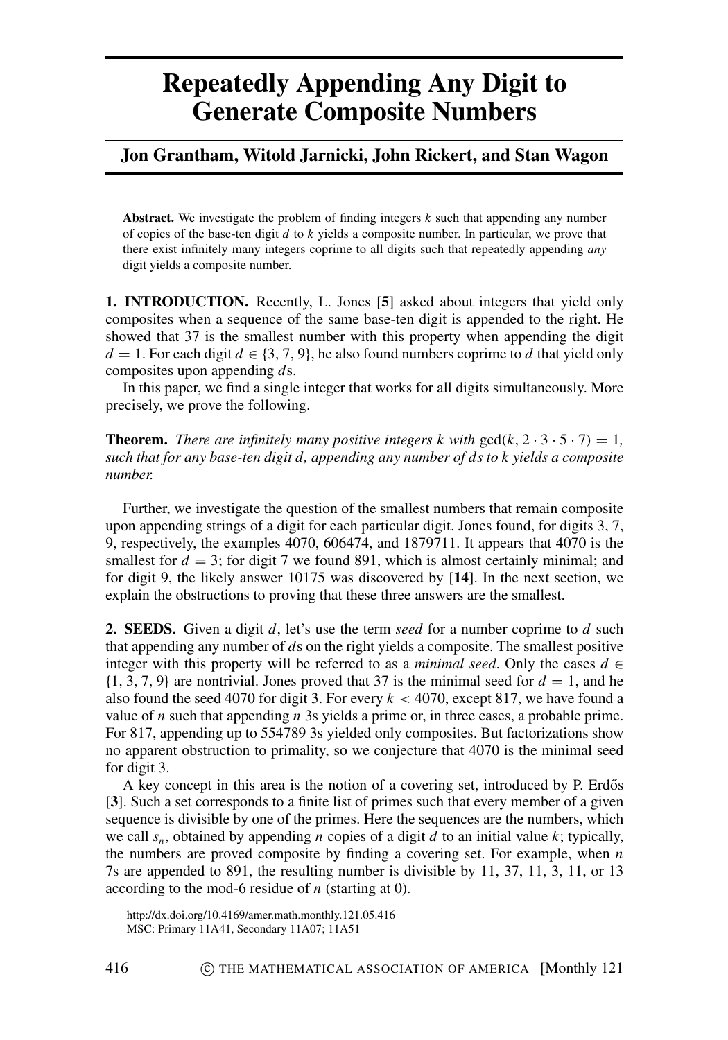# Repeatedly Appending Any Digit to Generate Composite Numbers

**Jon Grantham, Witold Jarnicki, John Rickert, and Stan Wagon**

**Abstract.** We investigate the problem of finding integers $k$ such that appending any number of copies of the base-ten digit $d$ to $k$ yields a composite number. In particular, we prove that there exist infinitely many integers coprime to all digits such that repeatedly appending *any* digit yields a composite number.

**1. INTRODUCTION.** Recently, L. Jones [**5**] asked about integers that yield only composites when a sequence of the same base-ten digit is appended to the right. He showed that 37 is the smallest number with this property when appending the digit $d = 1$. For each digit $d \in \{3, 7, 9\}$, he also found numbers coprime to $d$ that yield only composites upon appending $d$s.

In this paper, we find a single integer that works for all digits simultaneously. More precisely, we prove the following.

**Theorem.** *There are infinitely many positive integers $k$ with $\gcd(k, 2 \cdot 3 \cdot 5 \cdot 7) = 1$, such that for any base-ten digit $d$, appending any number of $d$s to $k$ yields a composite number.*

Further, we investigate the question of the smallest numbers that remain composite upon appending strings of a digit for each particular digit. Jones found, for digits 3, 7, 9, respectively, the examples 4070, 606474, and 1879711. It appears that 4070 is the smallest for $d = 3$; for digit 7 we found 891, which is almost certainly minimal; and for digit 9, the likely answer 10175 was discovered by [**14**]. In the next section, we explain the obstructions to proving that these three answers are the smallest.

**2. SEEDS.** Given a digit $d$, let's use the term *seed* for a number coprime to $d$ such that appending any number of $d$s on the right yields a composite. The smallest positive integer with this property will be referred to as a *minimal seed*. Only the cases $d \in \{1, 3, 7, 9\}$ are nontrivial. Jones proved that 37 is the minimal seed for $d = 1$, and he also found the seed 4070 for digit 3. For every $k < 4070$, except 817, we have found a value of $n$ such that appending $n$ 3s yields a prime or, in three cases, a probable prime. For 817, appending up to 554789 3s yielded only composites. But factorizations show no apparent obstruction to primality, so we conjecture that 4070 is the minimal seed for digit 3.

A key concept in this area is the notion of a covering set, introduced by P. Erdős [**3**]. Such a set corresponds to a finite list of primes such that every member of a given sequence is divisible by one of the primes. Here the sequences are the numbers, which we call $s_n$, obtained by appending $n$ copies of a digit $d$ to an initial value $k$; typically, the numbers are proved composite by finding a covering set. For example, when $n$ 7s are appended to 891, the resulting number is divisible by 11, 37, 11, 3, 11, or 13 according to the mod-6 residue of $n$ (starting at 0).

http://dx.doi.org/10.4169/amer.math.monthly.121.05.416

MSC: Primary 11A41, Secondary 11A07; 11A51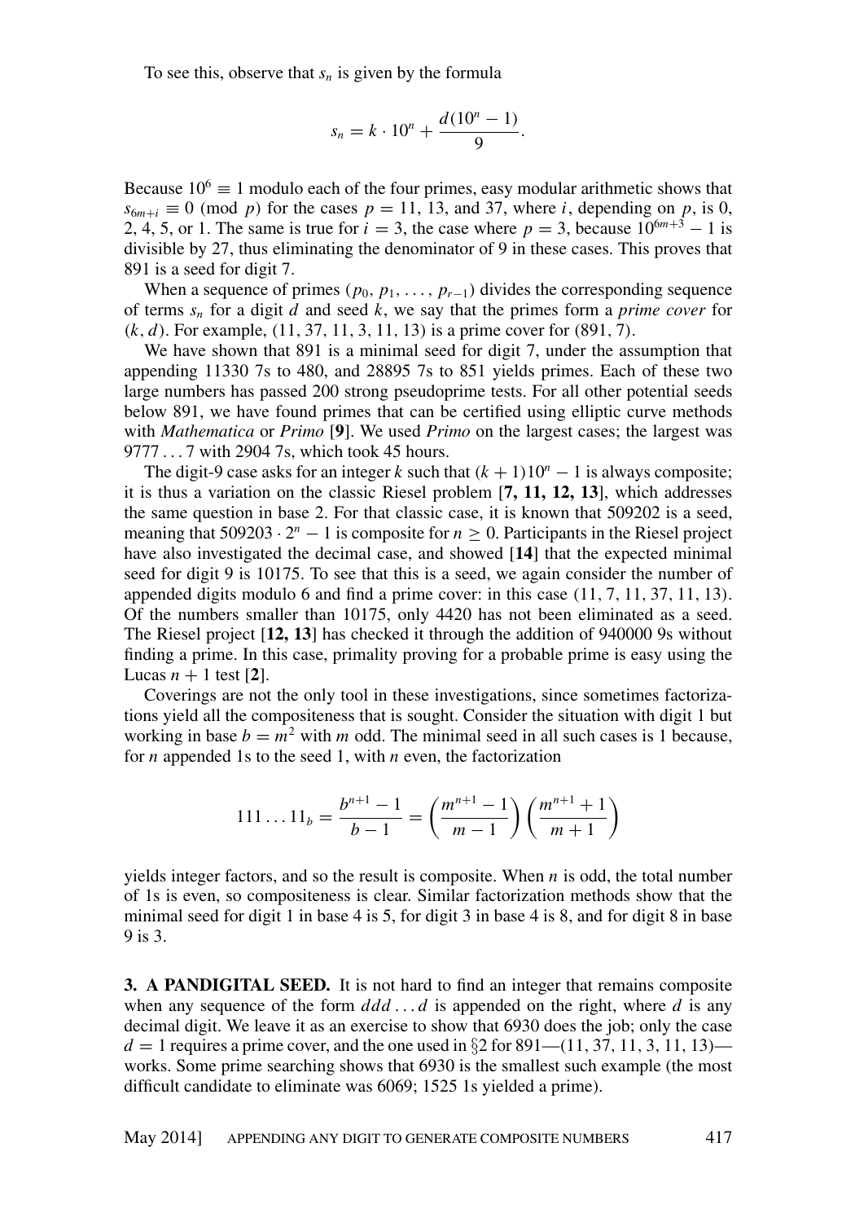To see this, observe that $s_n$ is given by the formula

$$s_n = k \cdot 10^n + \frac{d(10^n - 1)}{9}.$$

Because $10^6 \equiv 1$ modulo each of the four primes, easy modular arithmetic shows that $s_{6m+i} \equiv 0 \pmod{p}$ for the cases $p = 11$, 13, and 37, where $i$, depending on $p$, is 0, 2, 4, 5, or 1. The same is true for $i = 3$, the case where $p = 3$, because $10^{6m+3} - 1$ is divisible by 27, thus eliminating the denominator of 9 in these cases. This proves that 891 is a seed for digit 7.

When a sequence of primes $(p_0, p_1, \ldots, p_{r-1})$ divides the corresponding sequence of terms $s_n$ for a digit $d$ and seed $k$, we say that the primes form a *prime cover* for $(k, d)$. For example, (11, 37, 11, 3, 11, 13) is a prime cover for (891, 7).

We have shown that 891 is a minimal seed for digit 7, under the assumption that appending 11330 7s to 480, and 28895 7s to 851 yields primes. Each of these two large numbers has passed 200 strong pseudoprime tests. For all other potential seeds below 891, we have found primes that can be certified using elliptic curve methods with *Mathematica* or *Primo* [**9**]. We used *Primo* on the largest cases; the largest was 9777 . . . 7 with 2904 7s, which took 45 hours.

The digit-9 case asks for an integer $k$ such that $(k + 1)10^n - 1$ is always composite; it is thus a variation on the classic Riesel problem [**7, 11, 12, 13**], which addresses the same question in base 2. For that classic case, it is known that 509202 is a seed, meaning that $509203 \cdot 2^n - 1$ is composite for $n \geq 0$. Participants in the Riesel project have also investigated the decimal case, and showed [**14**] that the expected minimal seed for digit 9 is 10175. To see that this is a seed, we again consider the number of appended digits modulo 6 and find a prime cover: in this case (11, 7, 11, 37, 11, 13). Of the numbers smaller than 10175, only 4420 has not been eliminated as a seed. The Riesel project [**12, 13**] has checked it through the addition of 940000 9s without finding a prime. In this case, primality proving for a probable prime is easy using the Lucas $n + 1$ test [**2**].

Coverings are not the only tool in these investigations, since sometimes factorizations yield all the compositeness that is sought. Consider the situation with digit 1 but working in base $b = m^2$ with $m$ odd. The minimal seed in all such cases is 1 because, for $n$ appended 1s to the seed 1, with $n$ even, the factorization

$$111\ldots11_b = \frac{b^{n+1} - 1}{b - 1} = \left(\frac{m^{n+1} - 1}{m - 1}\right)\left(\frac{m^{n+1} + 1}{m + 1}\right)$$

yields integer factors, and so the result is composite. When $n$ is odd, the total number of 1s is even, so compositeness is clear. Similar factorization methods show that the minimal seed for digit 1 in base 4 is 5, for digit 3 in base 4 is 8, and for digit 8 in base 9 is 3.

## 3. A PANDIGITAL SEED.

It is not hard to find an integer that remains composite when any sequence of the form $ddd\ldots d$ is appended on the right, where $d$ is any decimal digit. We leave it as an exercise to show that 6930 does the job; only the case $d = 1$ requires a prime cover, and the one used in §2 for 891—(11, 37, 11, 3, 11, 13)—works. Some prime searching shows that 6930 is the smallest such example (the most difficult candidate to eliminate was 6069; 1525 1s yielded a prime).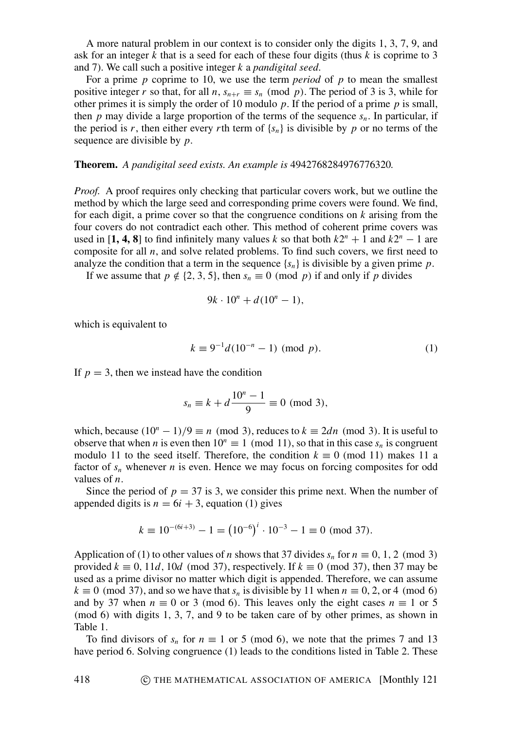A more natural problem in our context is to consider only the digits 1, 3, 7, 9, and ask for an integer $k$ that is a seed for each of these four digits (thus $k$ is coprime to 3 and 7). We call such a positive integer $k$ a *pandigital seed*.

For a prime $p$ coprime to 10, we use the term *period* of $p$ to mean the smallest positive integer $r$ so that, for all $n$, $s_{n+r} \equiv s_n \pmod{p}$. The period of 3 is 3, while for other primes it is simply the order of 10 modulo $p$. If the period of a prime $p$ is small, then $p$ may divide a large proportion of the terms of the sequence $s_n$. In particular, if the period is $r$, then either every $r$th term of $\{s_n\}$ is divisible by $p$ or no terms of the sequence are divisible by $p$.

**Theorem.** *A pandigital seed exists. An example is* 4942768284976776320*.*

*Proof.* A proof requires only checking that particular covers work, but we outline the method by which the large seed and corresponding prime covers were found. We find, for each digit, a prime cover so that the congruence conditions on $k$ arising from the four covers do not contradict each other. This method of coherent prime covers was used in [**1, 4, 8**] to find infinitely many values $k$ so that both $k2^n + 1$ and $k2^n - 1$ are composite for all $n$, and solve related problems. To find such covers, we first need to analyze the condition that a term in the sequence $\{s_n\}$ is divisible by a given prime $p$.

If we assume that $p \notin \{2, 3, 5\}$, then $s_n \equiv 0 \pmod{p}$ if and only if $p$ divides

$$9k \cdot 10^n + d(10^n - 1),$$

which is equivalent to

$$k \equiv 9^{-1}d(10^{-n} - 1) \pmod{p}. \tag{1}$$

If $p = 3$, then we instead have the condition

$$s_n \equiv k + d\frac{10^n - 1}{9} \equiv 0 \pmod{3},$$

which, because $(10^n - 1)/9 \equiv n \pmod{3}$, reduces to $k \equiv 2dn \pmod{3}$. It is useful to observe that when $n$ is even then $10^n \equiv 1 \pmod{11}$, so that in this case $s_n$ is congruent modulo 11 to the seed itself. Therefore, the condition $k \equiv 0 \pmod{11}$ makes 11 a factor of $s_n$ whenever $n$ is even. Hence we may focus on forcing composites for odd values of $n$.

Since the period of $p = 37$ is 3, we consider this prime next. When the number of appended digits is $n = 6i + 3$, equation (1) gives

$$k \equiv 10^{-(6i+3)} - 1 = \left(10^{-6}\right)^i \cdot 10^{-3} - 1 \equiv 0 \pmod{37}.$$

Application of (1) to other values of $n$ shows that 37 divides $s_n$ for $n \equiv 0, 1, 2 \pmod{3}$ provided $k \equiv 0, 11d, 10d \pmod{37}$, respectively. If $k \equiv 0 \pmod{37}$, then 37 may be used as a prime divisor no matter which digit is appended. Therefore, we can assume $k \equiv 0 \pmod{37}$, and so we have that $s_n$ is divisible by 11 when $n \equiv 0, 2,$ or $4 \pmod{6}$ and by 37 when $n \equiv 0$ or $3 \pmod{6}$. This leaves only the eight cases $n \equiv 1$ or $5 \pmod{6}$ with digits 1, 3, 7, and 9 to be taken care of by other primes, as shown in Table 1.

To find divisors of $s_n$ for $n \equiv 1$ or $5 \pmod{6}$, we note that the primes 7 and 13 have period 6. Solving congruence (1) leads to the conditions listed in Table 2. These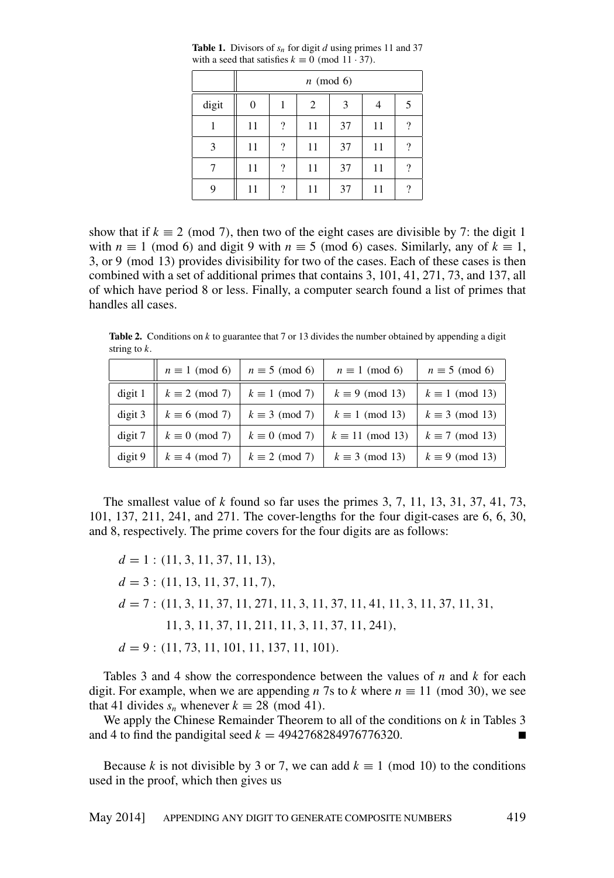**Table 1.** Divisors of $s_n$ for digit $d$ using primes 11 and 37 with a seed that satisfies $k \equiv 0 \pmod{11 \cdot 37}$.

| | $n \pmod 6$ | | | | | |
|---|---|---|---|---|---|---|
| digit | 0 | 1 | 2 | 3 | 4 | 5 |
| 1 | 11 | ? | 11 | 37 | 11 | ? |
| 3 | 11 | ? | 11 | 37 | 11 | ? |
| 7 | 11 | ? | 11 | 37 | 11 | ? |
| 9 | 11 | ? | 11 | 37 | 11 | ? |

show that if $k \equiv 2 \pmod 7$, then two of the eight cases are divisible by 7: the digit 1 with $n \equiv 1 \pmod 6$ and digit 9 with $n \equiv 5 \pmod 6$ cases. Similarly, any of $k \equiv 1$, 3, or 9 (mod 13) provides divisibility for two of the cases. Each of these cases is then combined with a set of additional primes that contains 3, 101, 41, 271, 73, and 137, all of which have period 8 or less. Finally, a computer search found a list of primes that handles all cases.

**Table 2.** Conditions on $k$ to guarantee that 7 or 13 divides the number obtained by appending a digit string to $k$.

| | $n \equiv 1 \pmod 6$ | $n \equiv 5 \pmod 6$ | $n \equiv 1 \pmod 6$ | $n \equiv 5 \pmod 6$ |
|---|---|---|---|---|
| digit 1 | $k \equiv 2 \pmod 7$ | $k \equiv 1 \pmod 7$ | $k \equiv 9 \pmod{13}$ | $k \equiv 1 \pmod{13}$ |
| digit 3 | $k \equiv 6 \pmod 7$ | $k \equiv 3 \pmod 7$ | $k \equiv 1 \pmod{13}$ | $k \equiv 3 \pmod{13}$ |
| digit 7 | $k \equiv 0 \pmod 7$ | $k \equiv 0 \pmod 7$ | $k \equiv 11 \pmod{13}$ | $k \equiv 7 \pmod{13}$ |
| digit 9 | $k \equiv 4 \pmod 7$ | $k \equiv 2 \pmod 7$ | $k \equiv 3 \pmod{13}$ | $k \equiv 9 \pmod{13}$ |

The smallest value of $k$ found so far uses the primes 3, 7, 11, 13, 31, 37, 41, 73, 101, 137, 211, 241, and 271. The cover-lengths for the four digit-cases are 6, 6, 30, and 8, respectively. The prime covers for the four digits are as follows:

$$d = 1 : (11, 3, 11, 37, 11, 13),$$

$$d = 3 : (11, 13, 11, 37, 11, 7),$$

$$d = 7 : (11, 3, 11, 37, 11, 271, 11, 3, 11, 37, 11, 41, 11, 3, 11, 37, 11, 31,$$
$$11, 3, 11, 37, 11, 211, 11, 3, 11, 37, 11, 241),$$

$$d = 9 : (11, 73, 11, 101, 11, 137, 11, 101).$$

Tables 3 and 4 show the correspondence between the values of $n$ and $k$ for each digit. For example, when we are appending $n$ 7s to $k$ where $n \equiv 11 \pmod{30}$, we see that 41 divides $s_n$ whenever $k \equiv 28 \pmod{41}$.

We apply the Chinese Remainder Theorem to all of the conditions on $k$ in Tables 3 and 4 to find the pandigital seed $k = 4942768284976776320$. ∎

Because $k$ is not divisible by 3 or 7, we can add $k \equiv 1 \pmod{10}$ to the conditions used in the proof, which then gives us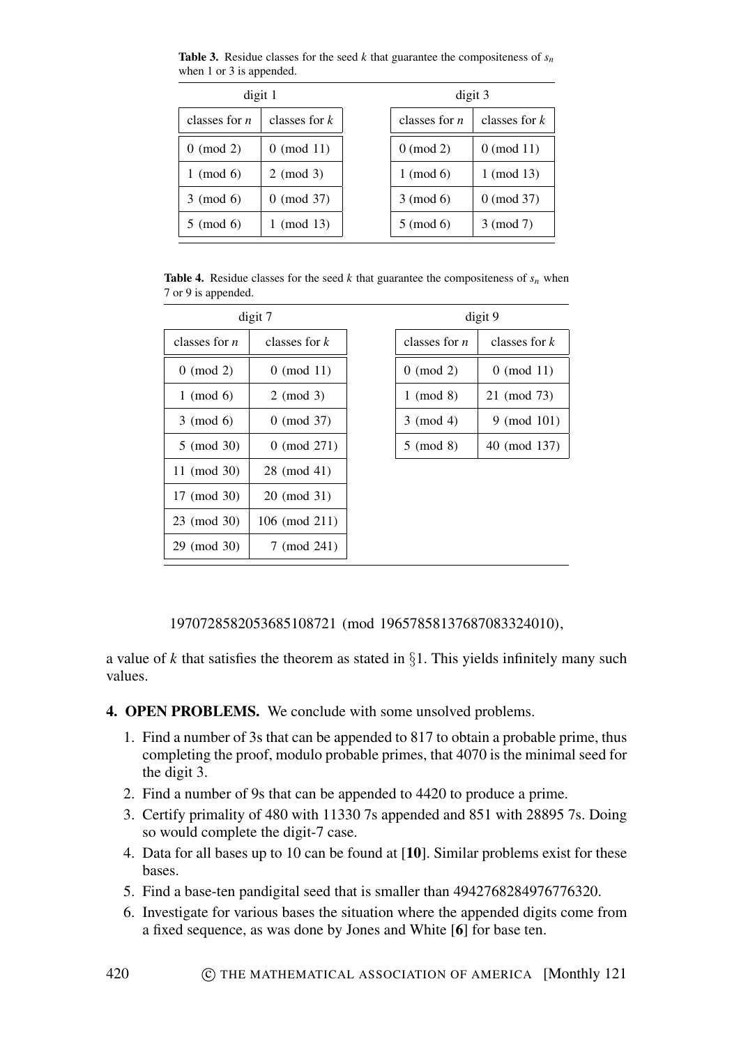**Table 3.** Residue classes for the seed $k$ that guarantee the compositeness of $s_n$ when 1 or 3 is appended.

| digit 1 | | digit 3 | |
|---|---|---|---|
| classes for $n$ | classes for $k$ | classes for $n$ | classes for $k$ |
| 0 (mod 2) | 0 (mod 11) | 0 (mod 2) | 0 (mod 11) |
| 1 (mod 6) | 2 (mod 3) | 1 (mod 6) | 1 (mod 13) |
| 3 (mod 6) | 0 (mod 37) | 3 (mod 6) | 0 (mod 37) |
| 5 (mod 6) | 1 (mod 13) | 5 (mod 6) | 3 (mod 7) |

**Table 4.** Residue classes for the seed $k$ that guarantee the compositeness of $s_n$ when 7 or 9 is appended.

| digit 7 | | digit 9 | |
|---|---|---|---|
| classes for $n$ | classes for $k$ | classes for $n$ | classes for $k$ |
| 0 (mod 2) | 0 (mod 11) | 0 (mod 2) | 0 (mod 11) |
| 1 (mod 6) | 2 (mod 3) | 1 (mod 8) | 21 (mod 73) |
| 3 (mod 6) | 0 (mod 37) | 3 (mod 4) | 9 (mod 101) |
| 5 (mod 30) | 0 (mod 271) | 5 (mod 8) | 40 (mod 137) |
| 11 (mod 30) | 28 (mod 41) | | |
| 17 (mod 30) | 20 (mod 31) | | |
| 23 (mod 30) | 106 (mod 211) | | |
| 29 (mod 30) | 7 (mod 241) | | |

$$1970728582053685108721 \pmod{19657858137687083324010},$$

a value of $k$ that satisfies the theorem as stated in §1. This yields infinitely many such values.

## 4. OPEN PROBLEMS.

We conclude with some unsolved problems.

1. Find a number of 3s that can be appended to 817 to obtain a probable prime, thus completing the proof, modulo probable primes, that 4070 is the minimal seed for the digit 3.
2. Find a number of 9s that can be appended to 4420 to produce a prime.
3. Certify primality of 480 with 11330 7s appended and 851 with 28895 7s. Doing so would complete the digit-7 case.
4. Data for all bases up to 10 can be found at [**10**]. Similar problems exist for these bases.
5. Find a base-ten pandigital seed that is smaller than 4942768284976776320.
6. Investigate for various bases the situation where the appended digits come from a fixed sequence, as was done by Jones and White [**6**] for base ten.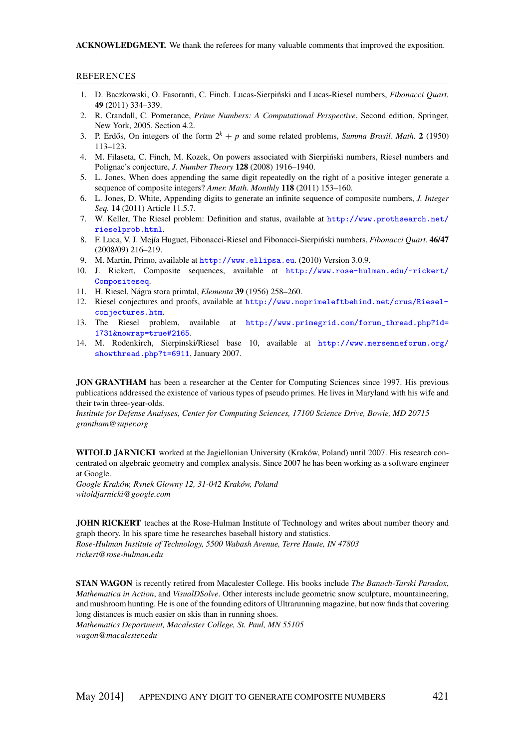**ACKNOWLEDGMENT.** We thank the referees for many valuable comments that improved the exposition.

## REFERENCES

1. D. Baczkowski, O. Fasoranti, C. Finch. Lucas-Sierpiński and Lucas-Riesel numbers, *Fibonacci Quart.* **49** (2011) 334–339.
2. R. Crandall, C. Pomerance, *Prime Numbers: A Computational Perspective*, Second edition, Springer, New York, 2005. Section 4.2.
3. P. Erdős, On integers of the form $2^k + p$ and some related problems, *Summa Brasil. Math.* **2** (1950) 113–123.
4. M. Filaseta, C. Finch, M. Kozek, On powers associated with Sierpiński numbers, Riesel numbers and Polignac's conjecture, *J. Number Theory* **128** (2008) 1916–1940.
5. L. Jones, When does appending the same digit repeatedly on the right of a positive integer generate a sequence of composite integers? *Amer. Math. Monthly* **118** (2011) 153–160.
6. L. Jones, D. White, Appending digits to generate an infinite sequence of composite numbers, *J. Integer Seq.* **14** (2011) Article 11.5.7.
7. W. Keller, The Riesel problem: Definition and status, available at http://www.prothsearch.net/rieselprob.html.
8. F. Luca, V. J. Mejía Huguet, Fibonacci-Riesel and Fibonacci-Sierpiński numbers, *Fibonacci Quart.* **46/47** (2008/09) 216–219.
9. M. Martin, Primo, available at http://www.ellipsa.eu. (2010) Version 3.0.9.
10. J. Rickert, Composite sequences, available at http://www.rose-hulman.edu/~rickert/Compositeseq.
11. H. Riesel, Några stora primtal, *Elementa* **39** (1956) 258–260.
12. Riesel conjectures and proofs, available at http://www.noprimeleftbehind.net/crus/Riesel-conjectures.htm.
13. The Riesel problem, available at http://www.primegrid.com/forum_thread.php?id=1731&nowrap=true#2165.
14. M. Rodenkirch, Sierpinski/Riesel base 10, available at http://www.mersenneforum.org/showthread.php?t=6911, January 2007.

**JON GRANTHAM** has been a researcher at the Center for Computing Sciences since 1997. His previous publications addressed the existence of various types of pseudo primes. He lives in Maryland with his wife and their twin three-year-olds.
*Institute for Defense Analyses, Center for Computing Sciences, 17100 Science Drive, Bowie, MD 20715*
*grantham@super.org*

**WITOLD JARNICKI** worked at the Jagiellonian University (Kraków, Poland) until 2007. His research concentrated on algebraic geometry and complex analysis. Since 2007 he has been working as a software engineer at Google.
*Google Kraków, Rynek Glowny 12, 31-042 Kraków, Poland*
*witoldjarnicki@google.com*

**JOHN RICKERT** teaches at the Rose-Hulman Institute of Technology and writes about number theory and graph theory. In his spare time he researches baseball history and statistics.
*Rose-Hulman Institute of Technology, 5500 Wabash Avenue, Terre Haute, IN 47803*
*rickert@rose-hulman.edu*

**STAN WAGON** is recently retired from Macalester College. His books include *The Banach-Tarski Paradox*, *Mathematica in Action*, and *VisualDSolve*. Other interests include geometric snow sculpture, mountaineering, and mushroom hunting. He is one of the founding editors of Ultrarunning magazine, but now finds that covering long distances is much easier on skis than in running shoes.
*Mathematics Department, Macalester College, St. Paul, MN 55105*
*wagon@macalester.edu*